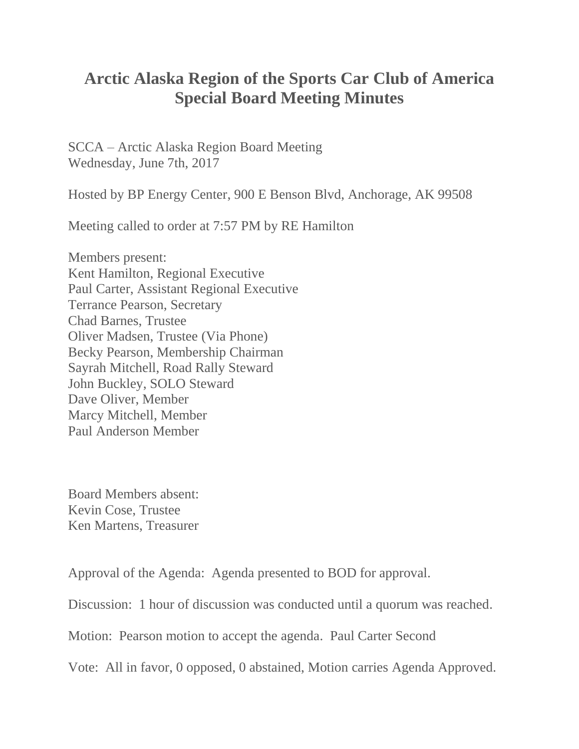# Arctic Alaska Region of the Sports Car Club of America Special Board Meeting Minutes

SCCA – Arctic Alaska Region Board Meeting
Wednesday, June 7th, 2017

Hosted by BP Energy Center, 900 E Benson Blvd, Anchorage, AK 99508

Meeting called to order at 7:57 PM by RE Hamilton

Members present:
Kent Hamilton, Regional Executive
Paul Carter, Assistant Regional Executive
Terrance Pearson, Secretary
Chad Barnes, Trustee
Oliver Madsen, Trustee (Via Phone)
Becky Pearson, Membership Chairman
Sayrah Mitchell, Road Rally Steward
John Buckley, SOLO Steward
Dave Oliver, Member
Marcy Mitchell, Member
Paul Anderson Member

Board Members absent:
Kevin Cose, Trustee
Ken Martens, Treasurer

Approval of the Agenda: Agenda presented to BOD for approval.

Discussion: 1 hour of discussion was conducted until a quorum was reached.

Motion: Pearson motion to accept the agenda. Paul Carter Second

Vote: All in favor, 0 opposed, 0 abstained, Motion carries Agenda Approved.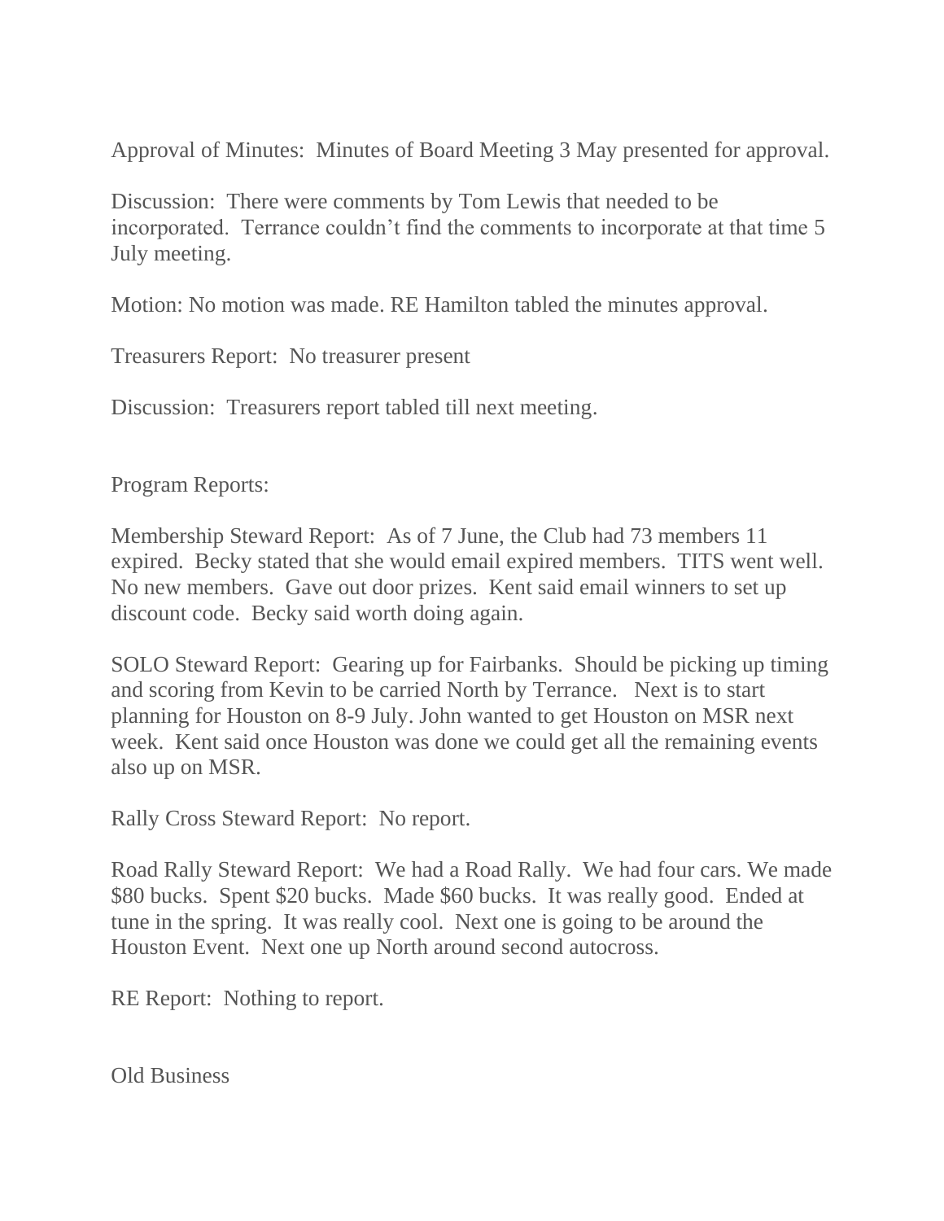Approval of Minutes: Minutes of Board Meeting 3 May presented for approval.

Discussion: There were comments by Tom Lewis that needed to be incorporated. Terrance couldn't find the comments to incorporate at that time 5 July meeting.

Motion: No motion was made. RE Hamilton tabled the minutes approval.

Treasurers Report: No treasurer present

Discussion: Treasurers report tabled till next meeting.

Program Reports:

Membership Steward Report: As of 7 June, the Club had 73 members 11 expired. Becky stated that she would email expired members. TITS went well. No new members. Gave out door prizes. Kent said email winners to set up discount code. Becky said worth doing again.

SOLO Steward Report: Gearing up for Fairbanks. Should be picking up timing and scoring from Kevin to be carried North by Terrance. Next is to start planning for Houston on 8-9 July. John wanted to get Houston on MSR next week. Kent said once Houston was done we could get all the remaining events also up on MSR.

Rally Cross Steward Report: No report.

Road Rally Steward Report: We had a Road Rally. We had four cars. We made $80 bucks. Spent $20 bucks. Made $60 bucks. It was really good. Ended at tune in the spring. It was really cool. Next one is going to be around the Houston Event. Next one up North around second autocross.

RE Report: Nothing to report.

Old Business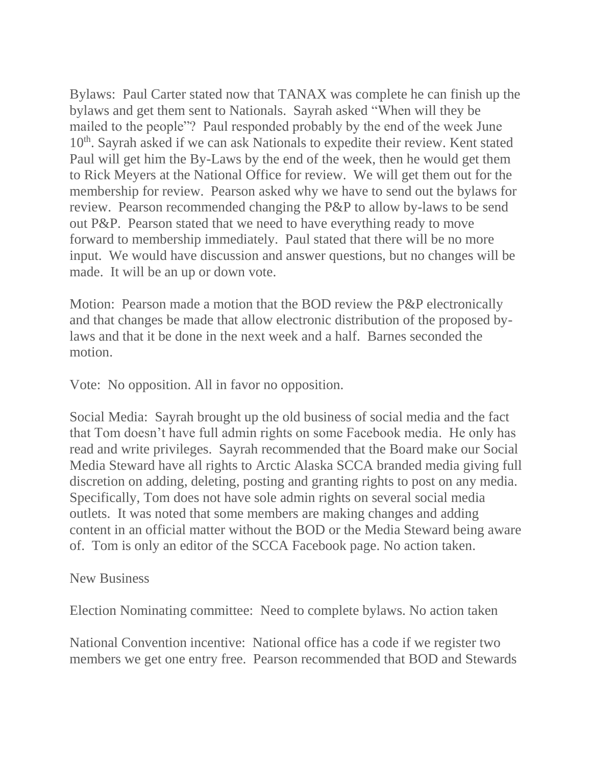Bylaws: Paul Carter stated now that TANAX was complete he can finish up the bylaws and get them sent to Nationals. Sayrah asked "When will they be mailed to the people"? Paul responded probably by the end of the week June 10th. Sayrah asked if we can ask Nationals to expedite their review. Kent stated Paul will get him the By-Laws by the end of the week, then he would get them to Rick Meyers at the National Office for review. We will get them out for the membership for review. Pearson asked why we have to send out the bylaws for review. Pearson recommended changing the P&P to allow by-laws to be send out P&P. Pearson stated that we need to have everything ready to move forward to membership immediately. Paul stated that there will be no more input. We would have discussion and answer questions, but no changes will be made. It will be an up or down vote.

Motion: Pearson made a motion that the BOD review the P&P electronically and that changes be made that allow electronic distribution of the proposed by-laws and that it be done in the next week and a half. Barnes seconded the motion.

Vote: No opposition. All in favor no opposition.

Social Media: Sayrah brought up the old business of social media and the fact that Tom doesn't have full admin rights on some Facebook media. He only has read and write privileges. Sayrah recommended that the Board make our Social Media Steward have all rights to Arctic Alaska SCCA branded media giving full discretion on adding, deleting, posting and granting rights to post on any media. Specifically, Tom does not have sole admin rights on several social media outlets. It was noted that some members are making changes and adding content in an official matter without the BOD or the Media Steward being aware of. Tom is only an editor of the SCCA Facebook page. No action taken.

New Business

Election Nominating committee: Need to complete bylaws. No action taken

National Convention incentive: National office has a code if we register two members we get one entry free. Pearson recommended that BOD and Stewards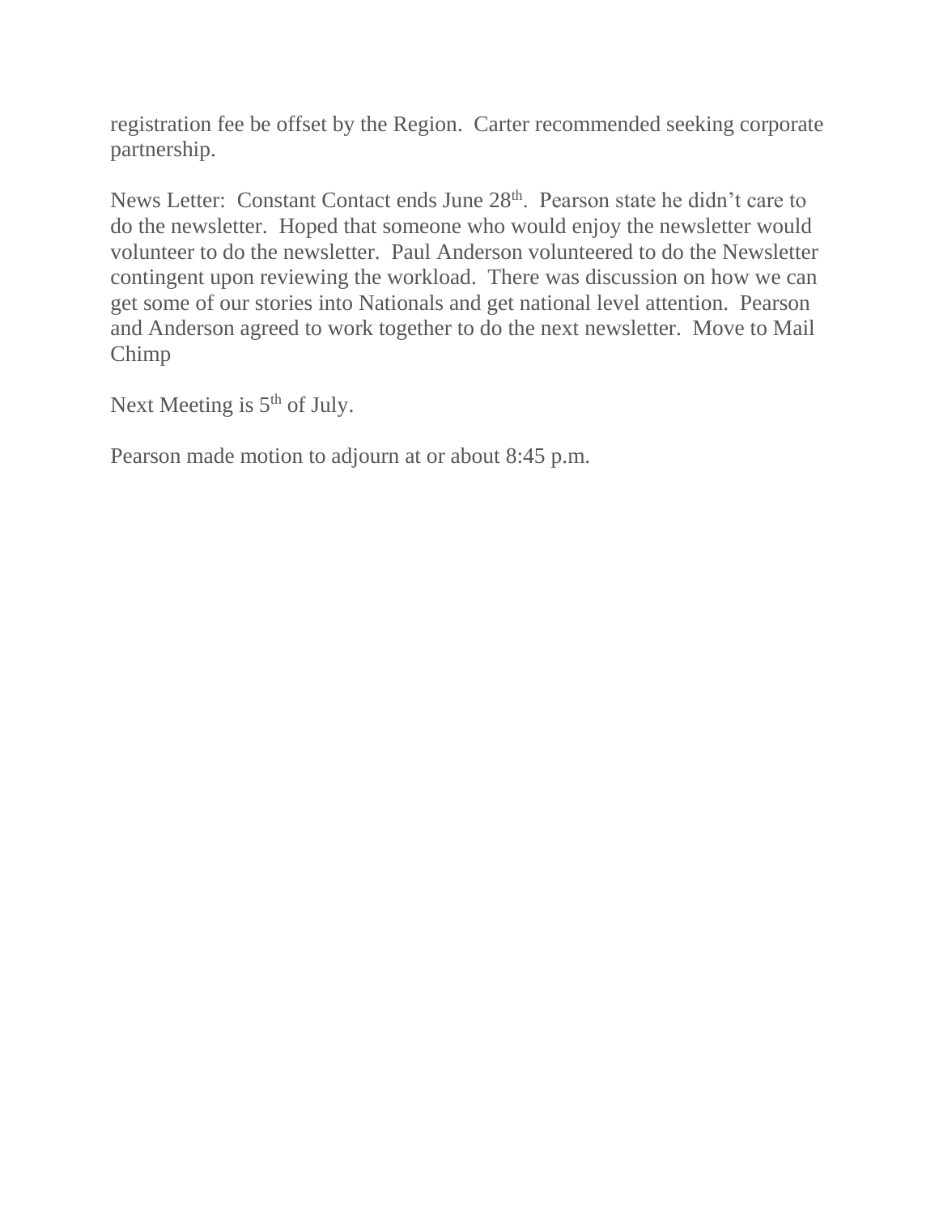registration fee be offset by the Region. Carter recommended seeking corporate partnership.

News Letter: Constant Contact ends June 28th. Pearson state he didn't care to do the newsletter. Hoped that someone who would enjoy the newsletter would volunteer to do the newsletter. Paul Anderson volunteered to do the Newsletter contingent upon reviewing the workload. There was discussion on how we can get some of our stories into Nationals and get national level attention. Pearson and Anderson agreed to work together to do the next newsletter. Move to Mail Chimp

Next Meeting is 5th of July.

Pearson made motion to adjourn at or about 8:45 p.m.